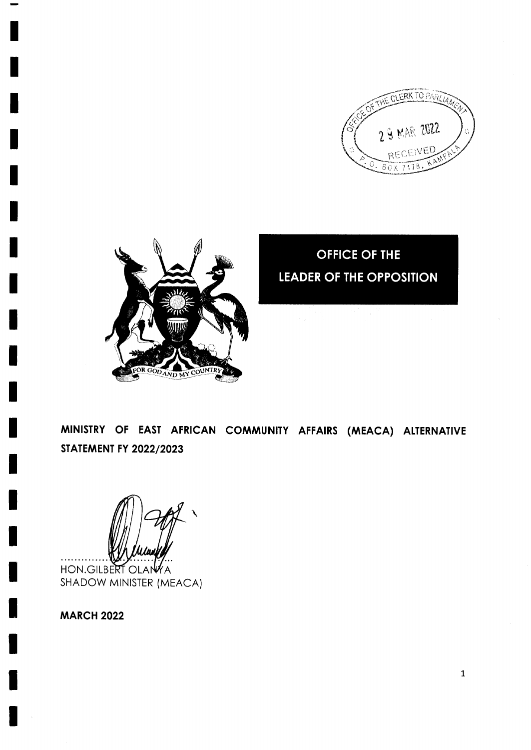OFFICE OF THE CLERK TO PARLIAMENT
29 MAR 2022
RECEIVED
P. O. BOX 7178, KAMPALA

FOR GOD AND MY COUNTRY

# OFFICE OF THE LEADER OF THE OPPOSITION

## MINISTRY OF EAST AFRICAN COMMUNITY AFFAIRS (MEACA) ALTERNATIVE STATEMENT FY 2022/2023

.............................................

HON.GILBERT OLANYA
SHADOW MINISTER (MEACA)

**MARCH 2022**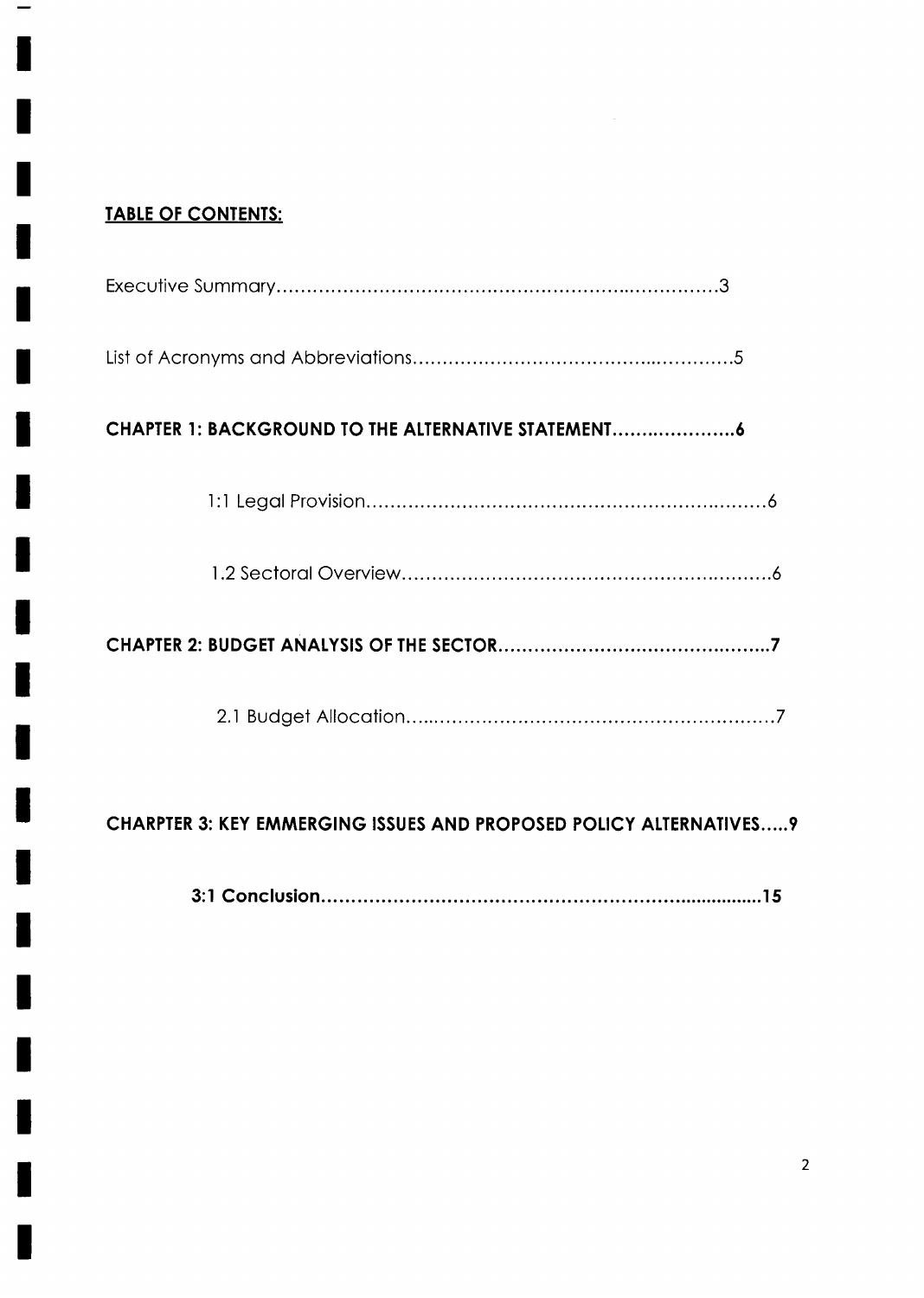## TABLE OF CONTENTS:

Executive Summary……………………………………………………..……………3

List of Acronyms and Abbreviations………………………………..…………5

**CHAPTER 1: BACKGROUND TO THE ALTERNATIVE STATEMENT…………………6**

1:1 Legal Provision……………………………………………………………6

1.2 Sectoral Overview………………………………………………………6

**CHAPTER 2: BUDGET ANALYSIS OF THE SECTOR…………………………………….…7**

2.1 Budget Allocation……………………………………………………7

**CHARPTER 3: KEY EMMERGING ISSUES AND PROPOSED POLICY ALTERNATIVES…..9**

**3:1 Conclusion…………………………………………………………...............15**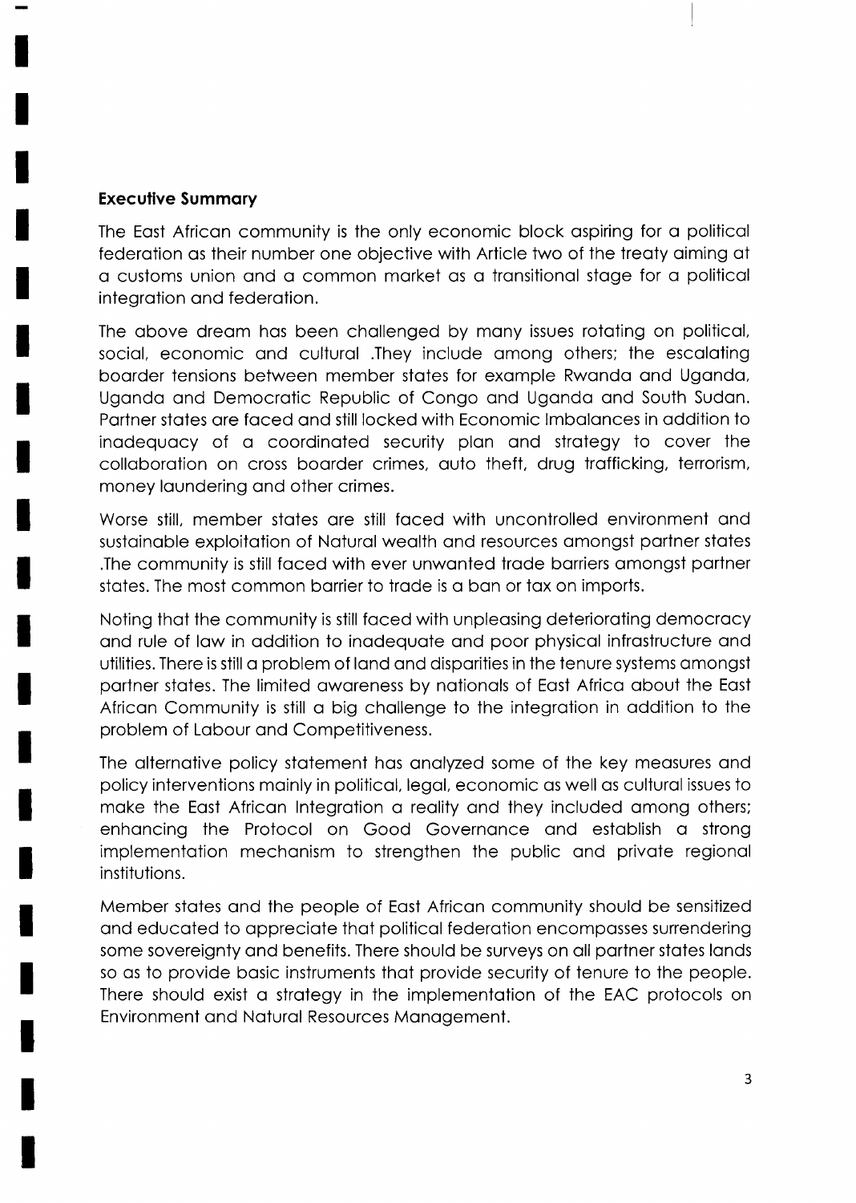**Executive Summary**

The East African community is the only economic block aspiring for a political federation as their number one objective with Article two of the treaty aiming at a customs union and a common market as a transitional stage for a political integration and federation.

The above dream has been challenged by many issues rotating on political, social, economic and cultural .They include among others; the escalating boarder tensions between member states for example Rwanda and Uganda, Uganda and Democratic Republic of Congo and Uganda and South Sudan. Partner states are faced and still locked with Economic Imbalances in addition to inadequacy of a coordinated security plan and strategy to cover the collaboration on cross boarder crimes, auto theft, drug trafficking, terrorism, money laundering and other crimes.

Worse still, member states are still faced with uncontrolled environment and sustainable exploitation of Natural wealth and resources amongst partner states .The community is still faced with ever unwanted trade barriers amongst partner states. The most common barrier to trade is a ban or tax on imports.

Noting that the community is still faced with unpleasing deteriorating democracy and rule of law in addition to inadequate and poor physical infrastructure and utilities. There is still a problem of land and disparities in the tenure systems amongst partner states. The limited awareness by nationals of East Africa about the East African Community is still a big challenge to the integration in addition to the problem of Labour and Competitiveness.

The alternative policy statement has analyzed some of the key measures and policy interventions mainly in political, legal, economic as well as cultural issues to make the East African Integration a reality and they included among others; enhancing the Protocol on Good Governance and establish a strong implementation mechanism to strengthen the public and private regional institutions.

Member states and the people of East African community should be sensitized and educated to appreciate that political federation encompasses surrendering some sovereignty and benefits. There should be surveys on all partner states lands so as to provide basic instruments that provide security of tenure to the people. There should exist a strategy in the implementation of the EAC protocols on Environment and Natural Resources Management.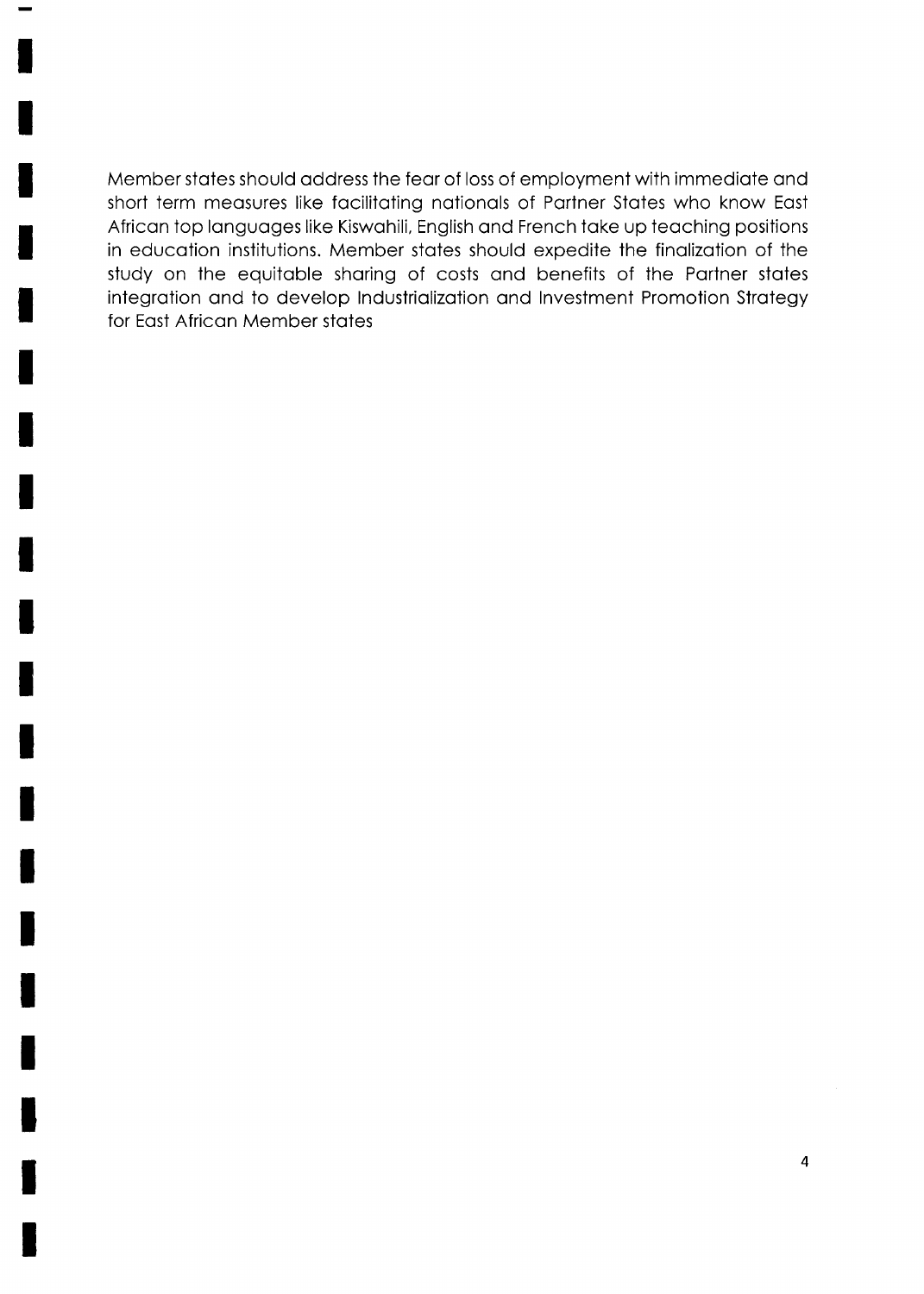Member states should address the fear of loss of employment with immediate and short term measures like facilitating nationals of Partner States who know East African top languages like Kiswahili, English and French take up teaching positions in education institutions. Member states should expedite the finalization of the study on the equitable sharing of costs and benefits of the Partner states integration and to develop Industrialization and Investment Promotion Strategy for East African Member states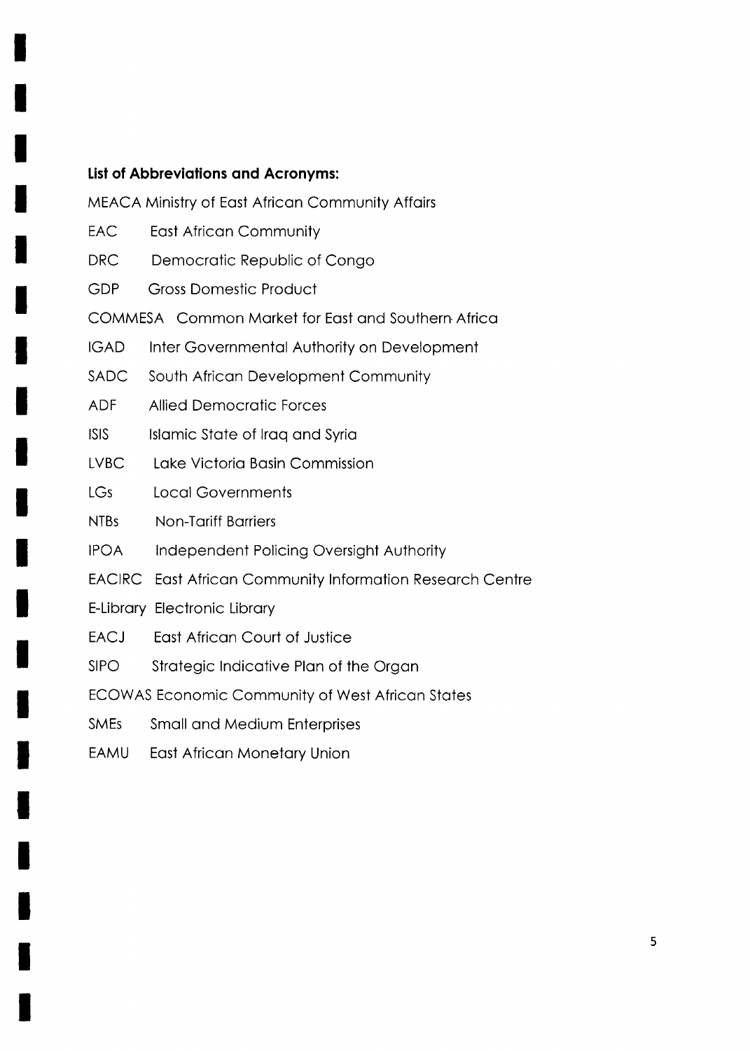**List of Abbreviations and Acronyms:**

MEACA Ministry of East African Community Affairs

EAC East African Community

DRC Democratic Republic of Congo

GDP Gross Domestic Product

COMMESA Common Market for East and Southern Africa

IGAD Inter Governmental Authority on Development

SADC South African Development Community

ADF Allied Democratic Forces

ISIS Islamic State of Iraq and Syria

LVBC Lake Victoria Basin Commission

LGs Local Governments

NTBs Non-Tariff Barriers

IPOA Independent Policing Oversight Authority

EACIRC East African Community Information Research Centre

E-Library Electronic Library

EACJ East African Court of Justice

SIPO Strategic Indicative Plan of the Organ

ECOWAS Economic Community of West African States

SMEs Small and Medium Enterprises

EAMU East African Monetary Union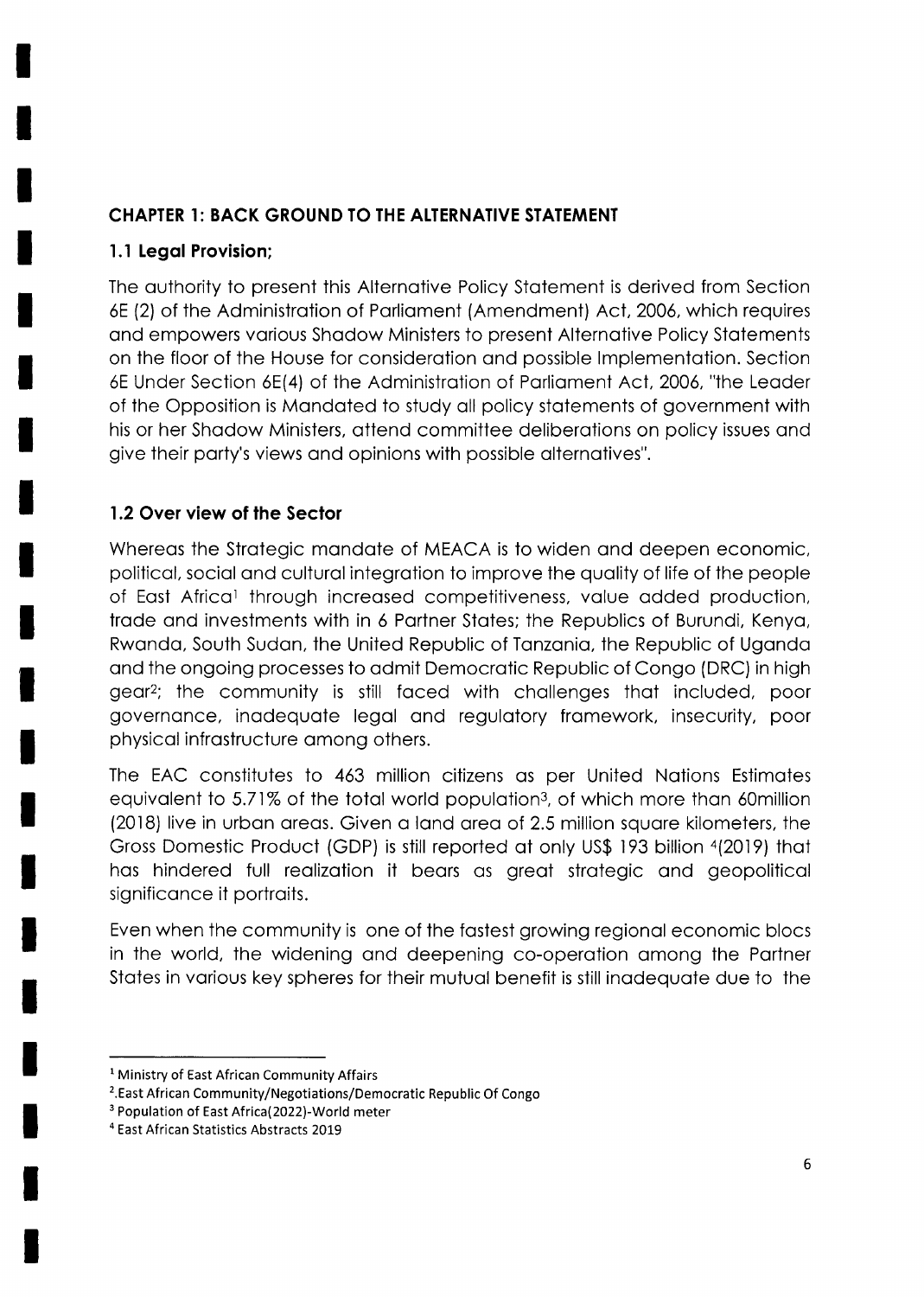## CHAPTER 1: BACK GROUND TO THE ALTERNATIVE STATEMENT

### 1.1 Legal Provision;

The authority to present this Alternative Policy Statement is derived from Section 6E (2) of the Administration of Parliament (Amendment) Act, 2006, which requires and empowers various Shadow Ministers to present Alternative Policy Statements on the floor of the House for consideration and possible Implementation. Section 6E Under Section 6E(4) of the Administration of Parliament Act, 2006, "the Leader of the Opposition is Mandated to study all policy statements of government with his or her Shadow Ministers, attend committee deliberations on policy issues and give their party's views and opinions with possible alternatives".

### 1.2 Over view of the Sector

Whereas the Strategic mandate of MEACA is to widen and deepen economic, political, social and cultural integration to improve the quality of life of the people of East Africa[1] through increased competitiveness, value added production, trade and investments with in 6 Partner States; the Republics of Burundi, Kenya, Rwanda, South Sudan, the United Republic of Tanzania, the Republic of Uganda and the ongoing processes to admit Democratic Republic of Congo (DRC) in high gear[2]; the community is still faced with challenges that included, poor governance, inadequate legal and regulatory framework, insecurity, poor physical infrastructure among others.

The EAC constitutes to 463 million citizens as per United Nations Estimates equivalent to 5.71% of the total world population[3], of which more than 60million (2018) live in urban areas. Given a land area of 2.5 million square kilometers, the Gross Domestic Product (GDP) is still reported at only US$ 193 billion [4](2019) that has hindered full realization it bears as great strategic and geopolitical significance it portraits.

Even when the community is one of the fastest growing regional economic blocs in the world, the widening and deepening co-operation among the Partner States in various key spheres for their mutual benefit is still inadequate due to the

---

[1] Ministry of East African Community Affairs

[2] .East African Community/Negotiations/Democratic Republic Of Congo

[3] Population of East Africa(2022)-World meter

[4] East African Statistics Abstracts 2019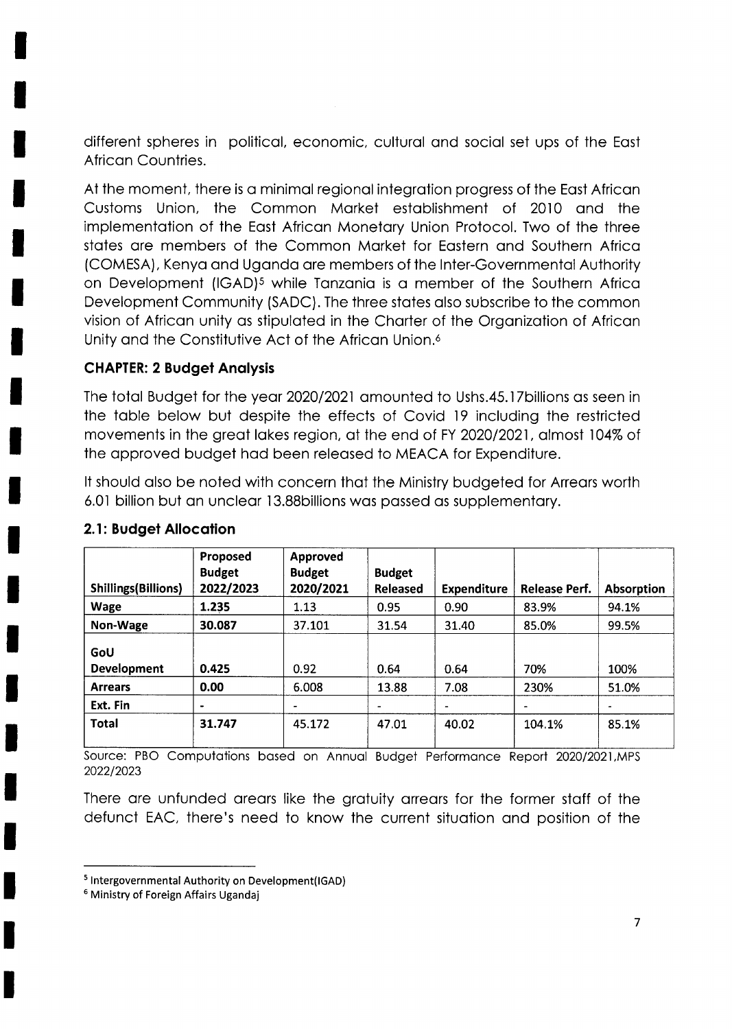different spheres in political, economic, cultural and social set ups of the East African Countries.

At the moment, there is a minimal regional integration progress of the East African Customs Union, the Common Market establishment of 2010 and the implementation of the East African Monetary Union Protocol. Two of the three states are members of the Common Market for Eastern and Southern Africa (COMESA), Kenya and Uganda are members of the Inter-Governmental Authority on Development (IGAD)[5] while Tanzania is a member of the Southern Africa Development Community (SADC). The three states also subscribe to the common vision of African unity as stipulated in the Charter of the Organization of African Unity and the Constitutive Act of the African Union.[6]

### CHAPTER: 2 Budget Analysis

The total Budget for the year 2020/2021 amounted to Ushs.45.17billions as seen in the table below but despite the effects of Covid 19 including the restricted movements in the great lakes region, at the end of FY 2020/2021, almost 104% of the approved budget had been released to MEACA for Expenditure.

It should also be noted with concern that the Ministry budgeted for Arrears worth 6.01 billion but an unclear 13.88billions was passed as supplementary.

### 2.1: Budget Allocation

| Shillings(Billions) | Proposed Budget 2022/2023 | Approved Budget 2020/2021 | Budget Released | Expenditure | Release Perf. | Absorption |
|---|---|---|---|---|---|---|
| **Wage** | **1.235** | 1.13 | 0.95 | 0.90 | 83.9% | 94.1% |
| **Non-Wage** | **30.087** | 37.101 | 31.54 | 31.40 | 85.0% | 99.5% |
| **GoU Development** | **0.425** | 0.92 | 0.64 | 0.64 | 70% | 100% |
| **Arrears** | **0.00** | 6.008 | 13.88 | 7.08 | 230% | 51.0% |
| **Ext. Fin** | - | - | - | - | - | - |
| **Total** | **31.747** | 45.172 | 47.01 | 40.02 | 104.1% | 85.1% |

Source: PBO Computations based on Annual Budget Performance Report 2020/2021,MPS 2022/2023

There are unfunded arears like the gratuity arrears for the former staff of the defunct EAC, there's need to know the current situation and position of the

---

[5] Intergovernmental Authority on Development(IGAD)

[6] Ministry of Foreign Affairs Ugandaj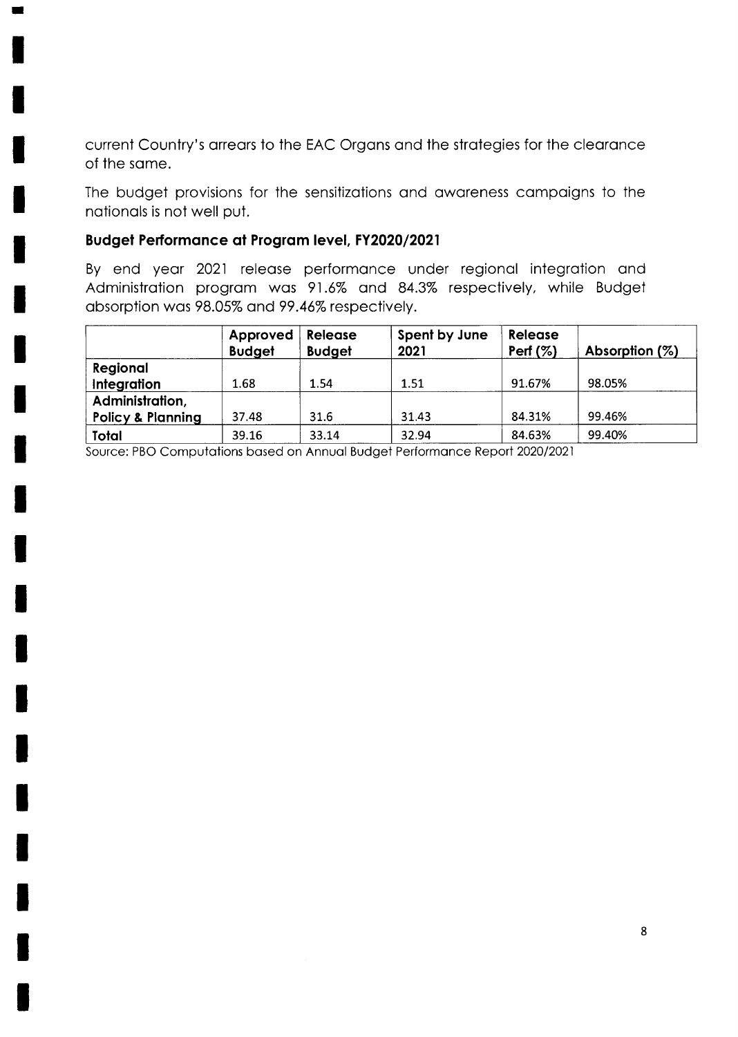current Country's arrears to the EAC Organs and the strategies for the clearance of the same.

The budget provisions for the sensitizations and awareness campaigns to the nationals is not well put.

**Budget Performance at Program level, FY2020/2021**

By end year 2021 release performance under regional integration and Administration program was 91.6% and 84.3% respectively, while Budget absorption was 98.05% and 99.46% respectively.

| | Approved Budget | Release Budget | Spent by June 2021 | Release Perf (%) | Absorption (%) |
|---|---|---|---|---|---|
| **Regional Integration** | 1.68 | 1.54 | 1.51 | 91.67% | 98.05% |
| **Administration, Policy & Planning** | 37.48 | 31.6 | 31.43 | 84.31% | 99.46% |
| **Total** | 39.16 | 33.14 | 32.94 | 84.63% | 99.40% |

Source: PBO Computations based on Annual Budget Performance Report 2020/2021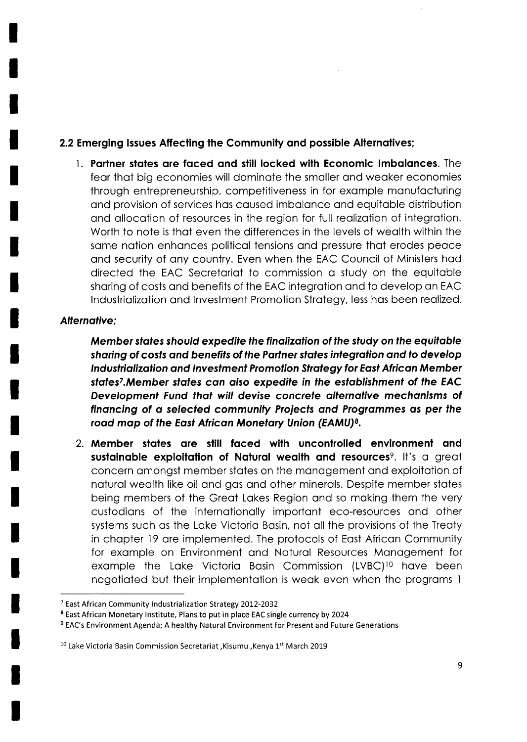## 2.2 Emerging Issues Affecting the Community and possible Alternatives;

1. **Partner states are faced and still locked with Economic Imbalances.** The fear that big economies will dominate the smaller and weaker economies through entrepreneurship, competitiveness in for example manufacturing and provision of services has caused imbalance and equitable distribution and allocation of resources in the region for full realization of integration. Worth to note is that even the differences in the levels of wealth within the same nation enhances political tensions and pressure that erodes peace and security of any country. Even when the EAC Council of Ministers had directed the EAC Secretariat to commission a study on the equitable sharing of costs and benefits of the EAC integration and to develop an EAC Industrialization and Investment Promotion Strategy, less has been realized.

***Alternative;***

***Member states should expedite the finalization of the study on the equitable sharing of costs and benefits of the Partner states integration and to develop Industrialization and Investment Promotion Strategy for East African Member states[7].Member states can also expedite in the establishment of the EAC Development Fund that will devise concrete alternative mechanisms of financing of a selected community Projects and Programmes as per the road map of the East African Monetary Union (EAMU)[8].***

2. **Member states are still faced with uncontrolled environment and sustainable exploitation of Natural wealth and resources**[9]. It's a great concern amongst member states on the management and exploitation of natural wealth like oil and gas and other minerals. Despite member states being members of the Great Lakes Region and so making them the very custodians of the internationally important eco-resources and other systems such as the Lake Victoria Basin, not all the provisions of the Treaty in chapter 19 are implemented. The protocols of East African Community for example on Environment and Natural Resources Management for example the Lake Victoria Basin Commission (LVBC)[10] have been negotiated but their implementation is weak even when the programs 1

---

[7] East African Community Industrialization Strategy 2012-2032

[8] East African Monetary Institute, Plans to put in place EAC single currency by 2024

[9] EAC's Environment Agenda; A healthy Natural Environment for Present and Future Generations

[10] Lake Victoria Basin Commission Secretariat ,Kisumu ,Kenya 1st March 2019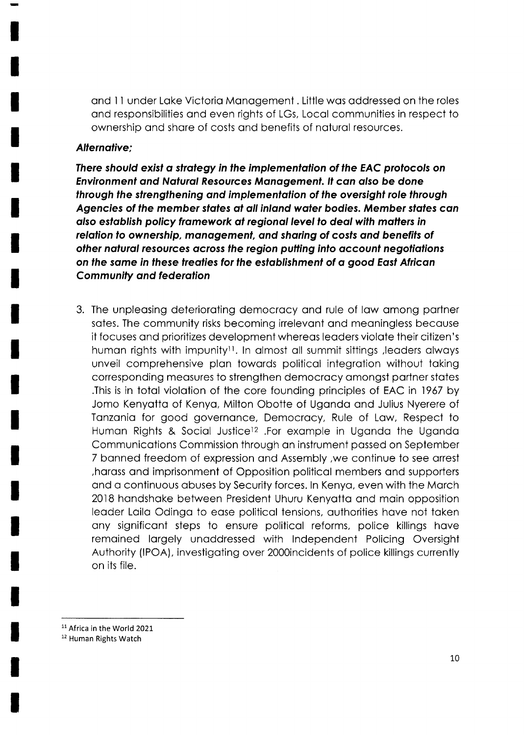and 11 under Lake Victoria Management . Little was addressed on the roles and responsibilities and even rights of LGs, Local communities in respect to ownership and share of costs and benefits of natural resources.

***Alternative;***

***There should exist a strategy in the implementation of the EAC protocols on Environment and Natural Resources Management. It can also be done through the strengthening and implementation of the oversight role through Agencies of the member states at all inland water bodies. Member states can also establish policy framework at regional level to deal with matters in relation to ownership, management, and sharing of costs and benefits of other natural resources across the region putting into account negotiations on the same in these treaties for the establishment of a good East African Community and federation***

3. The unpleasing deteriorating democracy and rule of law among partner sates. The community risks becoming irrelevant and meaningless because it focuses and prioritizes development whereas leaders violate their citizen's human rights with impunity[11]. In almost all summit sittings ,leaders always unveil comprehensive plan towards political integration without taking corresponding measures to strengthen democracy amongst partner states .This is in total violation of the core founding principles of EAC in 1967 by Jomo Kenyatta of Kenya, Milton Obotte of Uganda and Julius Nyerere of Tanzania for good governance, Democracy, Rule of Law, Respect to Human Rights & Social Justice[12] .For example in Uganda the Uganda Communications Commission through an instrument passed on September 7 banned freedom of expression and Assembly ,we continue to see arrest ,harass and imprisonment of Opposition political members and supporters and a continuous abuses by Security forces. In Kenya, even with the March 2018 handshake between President Uhuru Kenyatta and main opposition leader Laila Odinga to ease political tensions, authorities have not taken any significant steps to ensure political reforms, police killings have remained largely unaddressed with Independent Policing Oversight Authority (IPOA), investigating over 2000incidents of police killings currently on its file.

---

[11] Africa in the World 2021

[12] Human Rights Watch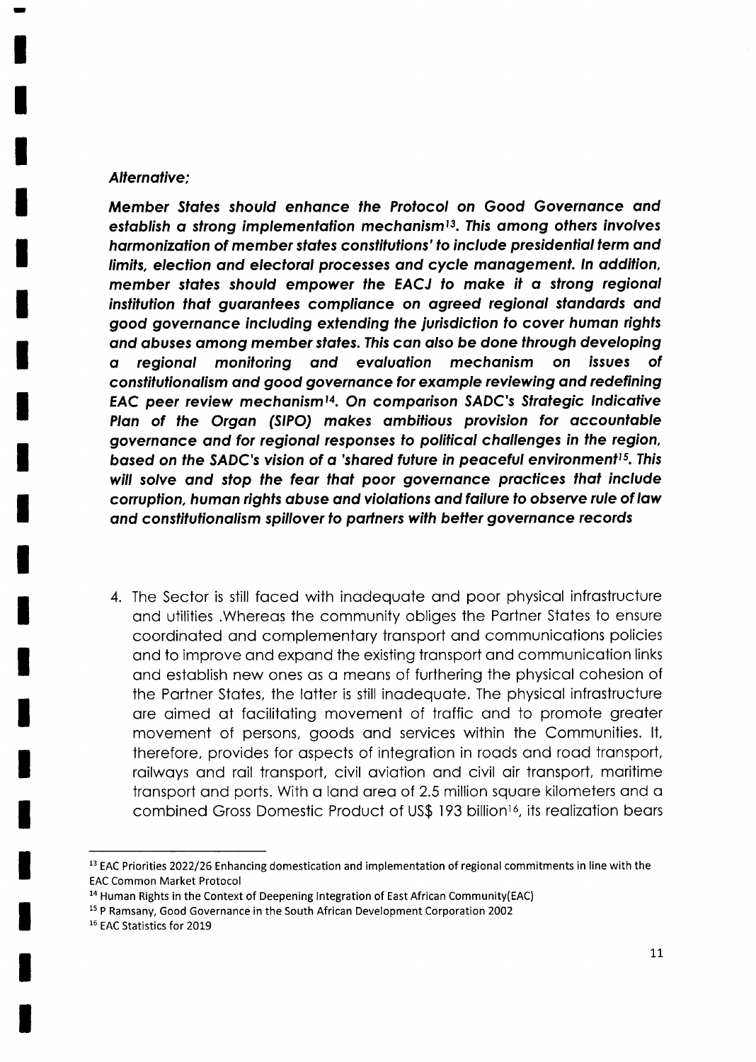***Alternative;***

***Member States should enhance the Protocol on Good Governance and establish a strong implementation mechanism[13]. This among others involves harmonization of member states constitutions' to include presidential term and limits, election and electoral processes and cycle management. In addition, member states should empower the EACJ to make it a strong regional institution that guarantees compliance on agreed regional standards and good governance including extending the jurisdiction to cover human rights and abuses among member states. This can also be done through developing a regional monitoring and evaluation mechanism on issues of constitutionalism and good governance for example reviewing and redefining EAC peer review mechanism[14]. On comparison SADC's Strategic Indicative Plan of the Organ (SIPO) makes ambitious provision for accountable governance and for regional responses to political challenges in the region, based on the SADC's vision of a 'shared future in peaceful environment[15]. This will solve and stop the fear that poor governance practices that include corruption, human rights abuse and violations and failure to observe rule of law and constitutionalism spillover to partners with better governance records***

4. The Sector is still faced with inadequate and poor physical infrastructure and utilities .Whereas the community obliges the Partner States to ensure coordinated and complementary transport and communications policies and to improve and expand the existing transport and communication links and establish new ones as a means of furthering the physical cohesion of the Partner States, the latter is still inadequate. The physical infrastructure are aimed at facilitating movement of traffic and to promote greater movement of persons, goods and services within the Communities. It, therefore, provides for aspects of integration in roads and road transport, railways and rail transport, civil aviation and civil air transport, maritime transport and ports. With a land area of 2.5 million square kilometers and a combined Gross Domestic Product of US$ 193 billion[16], its realization bears

---

[13] EAC Priorities 2022/26 Enhancing domestication and implementation of regional commitments in line with the EAC Common Market Protocol

[14] Human Rights in the Context of Deepening Integration of East African Community(EAC)

[15] P Ramsany, Good Governance in the South African Development Corporation 2002

[16] EAC Statistics for 2019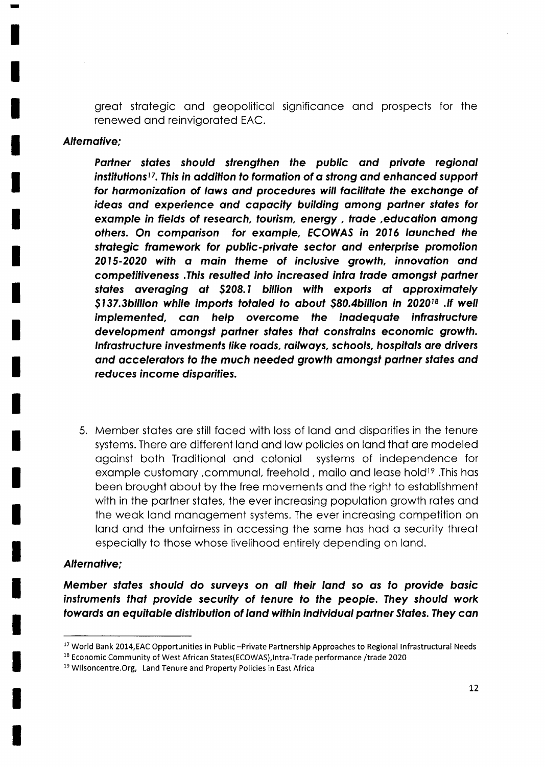great strategic and geopolitical significance and prospects for the renewed and reinvigorated EAC.

***Alternative;***

***Partner states should strengthen the public and private regional institutions[17]. This in addition to formation of a strong and enhanced support for harmonization of laws and procedures will facilitate the exchange of ideas and experience and capacity building among partner states for example in fields of research, tourism, energy , trade ,education among others. On comparison for example, ECOWAS in 2016 launched the strategic framework for public-private sector and enterprise promotion 2015-2020 with a main theme of inclusive growth, innovation and competitiveness .This resulted into increased intra trade amongst partner states averaging at $208.1 billion with exports at approximately $137.3billion while imports totaled to about $80.4billion in 2020[18] .If well implemented, can help overcome the inadequate infrastructure development amongst partner states that constrains economic growth. Infrastructure investments like roads, railways, schools, hospitals are drivers and accelerators to the much needed growth amongst partner states and reduces income disparities.***

5. Member states are still faced with loss of land and disparities in the tenure systems. There are different land and law policies on land that are modeled against both Traditional and colonial systems of independence for example customary ,communal, freehold , mailo and lease hold[19] .This has been brought about by the free movements and the right to establishment with in the partner states, the ever increasing population growth rates and the weak land management systems. The ever increasing competition on land and the unfairness in accessing the same has had a security threat especially to those whose livelihood entirely depending on land.

***Alternative;***

***Member states should do surveys on all their land so as to provide basic instruments that provide security of tenure to the people. They should work towards an equitable distribution of land within individual partner States. They can***

---

[17] World Bank 2014,EAC Opportunities in Public –Private Partnership Approaches to Regional Infrastructural Needs

[18] Economic Community of West African States(ECOWAS),Intra-Trade performance /trade 2020

[19] Wilsoncentre.Org, Land Tenure and Property Policies in East Africa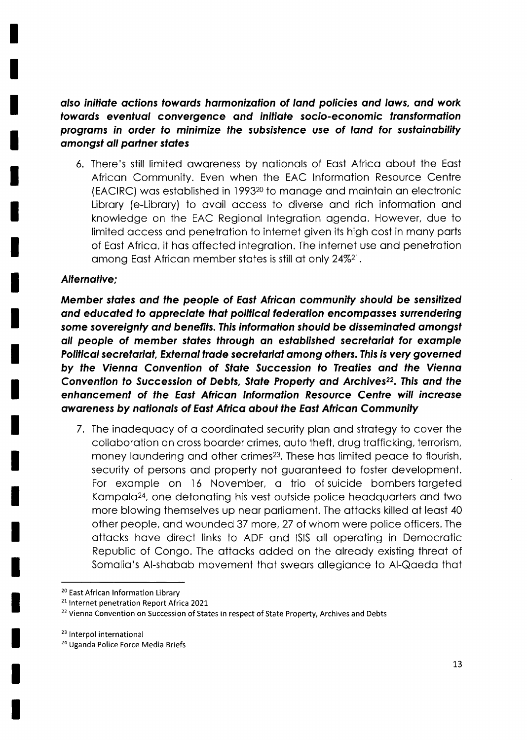***also initiate actions towards harmonization of land policies and laws, and work towards eventual convergence and initiate socio-economic transformation programs in order to minimize the subsistence use of land for sustainability amongst all partner states***

6. There's still limited awareness by nationals of East Africa about the East African Community. Even when the EAC Information Resource Centre (EACIRC) was established in 1993[20] to manage and maintain an electronic Library (e-Library) to avail access to diverse and rich information and knowledge on the EAC Regional Integration agenda. However, due to limited access and penetration to internet given its high cost in many parts of East Africa, it has affected integration. The internet use and penetration among East African member states is still at only 24%[21].

***Alternative;***

***Member states and the people of East African community should be sensitized and educated to appreciate that political federation encompasses surrendering some sovereignty and benefits. This information should be disseminated amongst all people of member states through an established secretariat for example Political secretariat, External trade secretariat among others. This is very governed by the Vienna Convention of State Succession to Treaties and the Vienna Convention to Succession of Debts, State Property and Archives[22]. This and the enhancement of the East African Information Resource Centre will increase awareness by nationals of East Africa about the East African Community***

7. The inadequacy of a coordinated security plan and strategy to cover the collaboration on cross boarder crimes, auto theft, drug trafficking, terrorism, money laundering and other crimes[23]. These has limited peace to flourish, security of persons and property not guaranteed to foster development. For example on 16 November, a trio of suicide bombers targeted Kampala[24], one detonating his vest outside police headquarters and two more blowing themselves up near parliament. The attacks killed at least 40 other people, and wounded 37 more, 27 of whom were police officers. The attacks have direct links to ADF and ISIS all operating in Democratic Republic of Congo. The attacks added on the already existing threat of Somalia's Al-shabab movement that swears allegiance to Al-Qaeda that

---

[20] East African Information Library

[21] Internet penetration Report Africa 2021

[22] Vienna Convention on Succession of States in respect of State Property, Archives and Debts

[23] Interpol international

[24] Uganda Police Force Media Briefs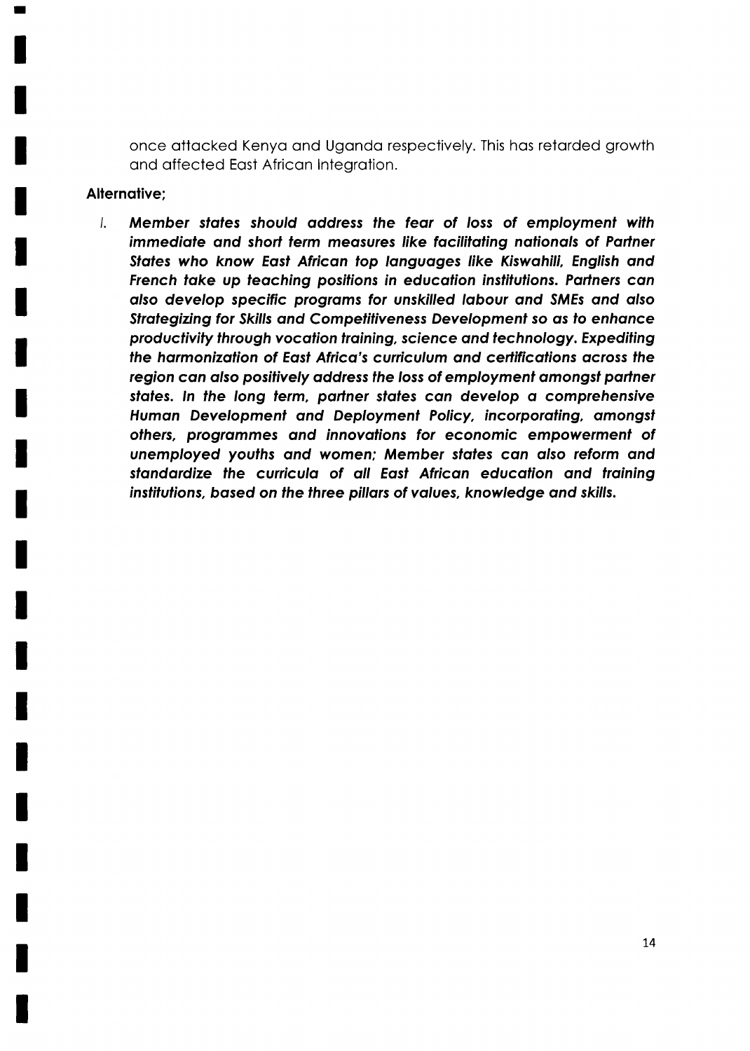once attacked Kenya and Uganda respectively. This has retarded growth and affected East African Integration.

**Alternative;**

I. ***Member states should address the fear of loss of employment with immediate and short term measures like facilitating nationals of Partner States who know East African top languages like Kiswahili, English and French take up teaching positions in education institutions. Partners can also develop specific programs for unskilled labour and SMEs and also Strategizing for Skills and Competitiveness Development so as to enhance productivity through vocation training, science and technology. Expediting the harmonization of East Africa's curriculum and certifications across the region can also positively address the loss of employment amongst partner states. In the long term, partner states can develop a comprehensive Human Development and Deployment Policy, incorporating, amongst others, programmes and innovations for economic empowerment of unemployed youths and women; Member states can also reform and standardize the curricula of all East African education and training institutions, based on the three pillars of values, knowledge and skills.***